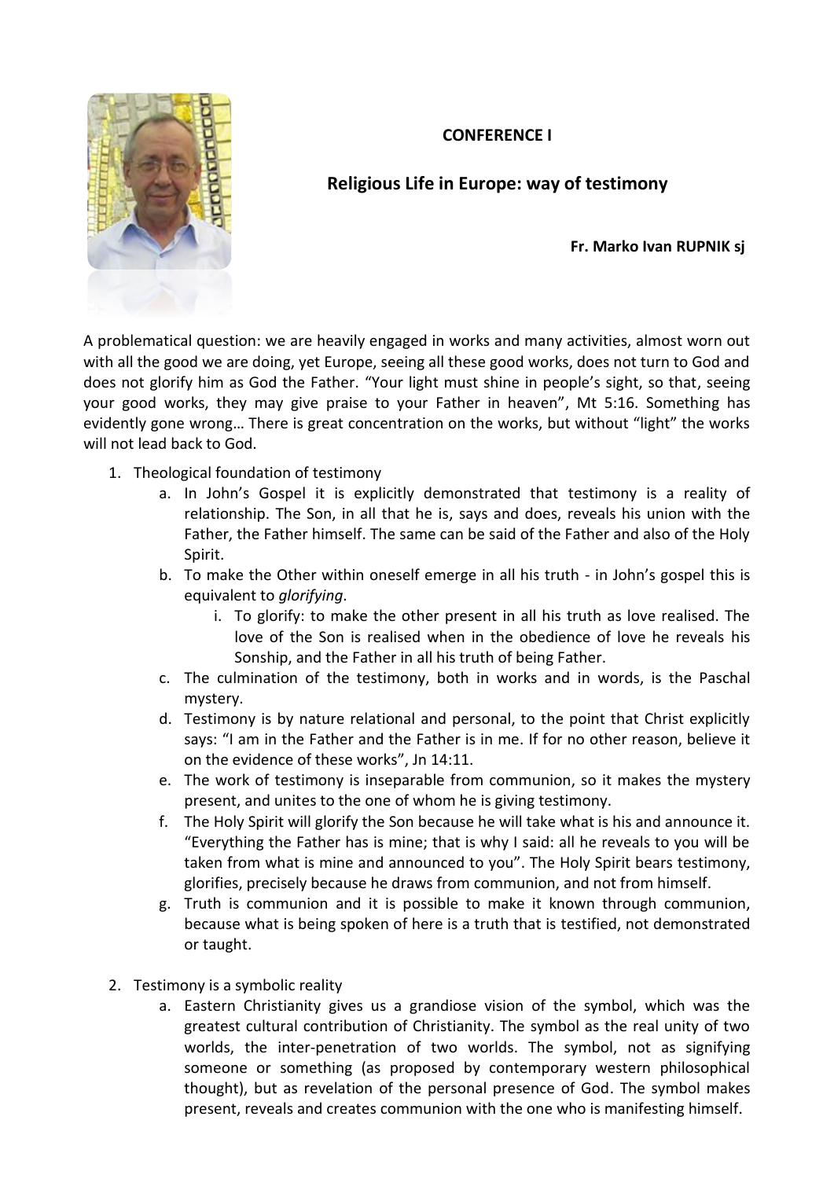**CONFERENCE I**

## Religious Life in Europe: way of testimony

**Fr. Marko Ivan RUPNIK sj**

A problematical question: we are heavily engaged in works and many activities, almost worn out with all the good we are doing, yet Europe, seeing all these good works, does not turn to God and does not glorify him as God the Father. "Your light must shine in people's sight, so that, seeing your good works, they may give praise to your Father in heaven", Mt 5:16. Something has evidently gone wrong… There is great concentration on the works, but without "light" the works will not lead back to God.

1. Theological foundation of testimony
   a. In John's Gospel it is explicitly demonstrated that testimony is a reality of relationship. The Son, in all that he is, says and does, reveals his union with the Father, the Father himself. The same can be said of the Father and also of the Holy Spirit.
   b. To make the Other within oneself emerge in all his truth - in John's gospel this is equivalent to *glorifying*.
      i. To glorify: to make the other present in all his truth as love realised. The love of the Son is realised when in the obedience of love he reveals his Sonship, and the Father in all his truth of being Father.
   c. The culmination of the testimony, both in works and in words, is the Paschal mystery.
   d. Testimony is by nature relational and personal, to the point that Christ explicitly says: "I am in the Father and the Father is in me. If for no other reason, believe it on the evidence of these works", Jn 14:11.
   e. The work of testimony is inseparable from communion, so it makes the mystery present, and unites to the one of whom he is giving testimony.
   f. The Holy Spirit will glorify the Son because he will take what is his and announce it. "Everything the Father has is mine; that is why I said: all he reveals to you will be taken from what is mine and announced to you". The Holy Spirit bears testimony, glorifies, precisely because he draws from communion, and not from himself.
   g. Truth is communion and it is possible to make it known through communion, because what is being spoken of here is a truth that is testified, not demonstrated or taught.

2. Testimony is a symbolic reality
   a. Eastern Christianity gives us a grandiose vision of the symbol, which was the greatest cultural contribution of Christianity. The symbol as the real unity of two worlds, the inter-penetration of two worlds. The symbol, not as signifying someone or something (as proposed by contemporary western philosophical thought), but as revelation of the personal presence of God. The symbol makes present, reveals and creates communion with the one who is manifesting himself.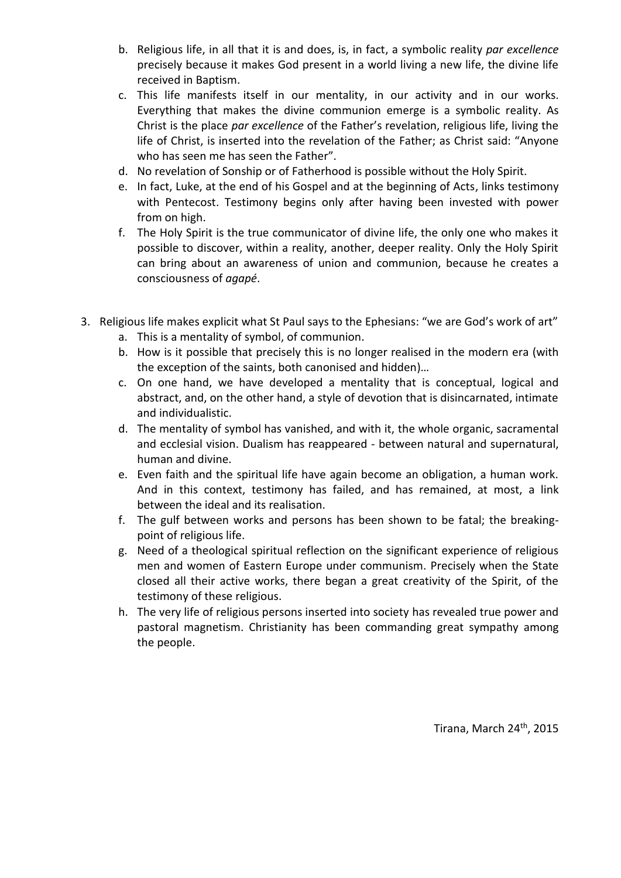b. Religious life, in all that it is and does, is, in fact, a symbolic reality *par excellence* precisely because it makes God present in a world living a new life, the divine life received in Baptism.
c. This life manifests itself in our mentality, in our activity and in our works. Everything that makes the divine communion emerge is a symbolic reality. As Christ is the place *par excellence* of the Father's revelation, religious life, living the life of Christ, is inserted into the revelation of the Father; as Christ said: "Anyone who has seen me has seen the Father".
d. No revelation of Sonship or of Fatherhood is possible without the Holy Spirit.
e. In fact, Luke, at the end of his Gospel and at the beginning of Acts, links testimony with Pentecost. Testimony begins only after having been invested with power from on high.
f. The Holy Spirit is the true communicator of divine life, the only one who makes it possible to discover, within a reality, another, deeper reality. Only the Holy Spirit can bring about an awareness of union and communion, because he creates a consciousness of *agapé*.

3. Religious life makes explicit what St Paul says to the Ephesians: "we are God's work of art"
   a. This is a mentality of symbol, of communion.
   b. How is it possible that precisely this is no longer realised in the modern era (with the exception of the saints, both canonised and hidden)…
   c. On one hand, we have developed a mentality that is conceptual, logical and abstract, and, on the other hand, a style of devotion that is disincarnated, intimate and individualistic.
   d. The mentality of symbol has vanished, and with it, the whole organic, sacramental and ecclesial vision. Dualism has reappeared - between natural and supernatural, human and divine.
   e. Even faith and the spiritual life have again become an obligation, a human work. And in this context, testimony has failed, and has remained, at most, a link between the ideal and its realisation.
   f. The gulf between works and persons has been shown to be fatal; the breaking-point of religious life.
   g. Need of a theological spiritual reflection on the significant experience of religious men and women of Eastern Europe under communism. Precisely when the State closed all their active works, there began a great creativity of the Spirit, of the testimony of these religious.
   h. The very life of religious persons inserted into society has revealed true power and pastoral magnetism. Christianity has been commanding great sympathy among the people.

Tirana, March 24th, 2015